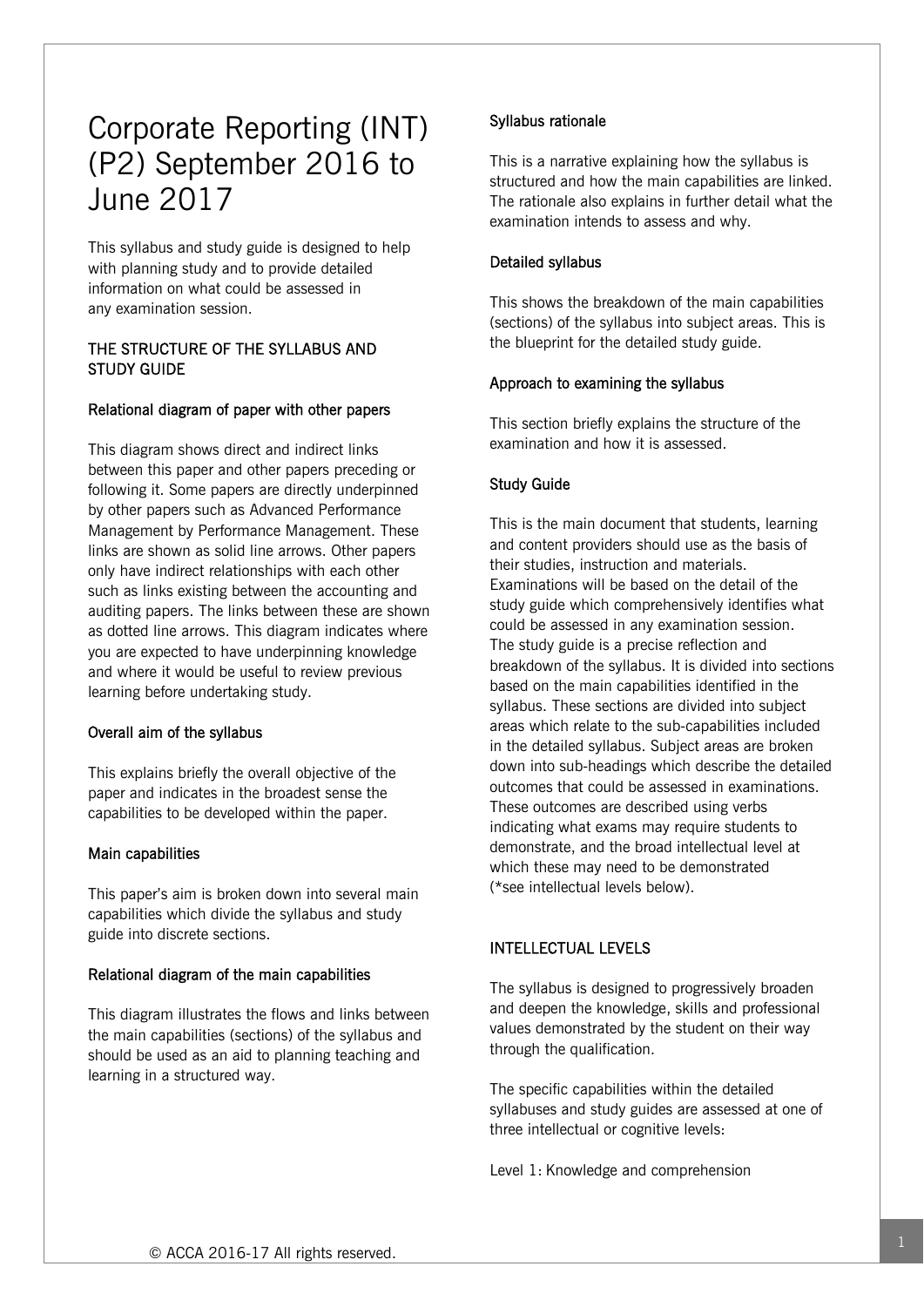# Corporate Reporting (INT) (P2) September 2016 to June 2017

This syllabus and study guide is designed to help with planning study and to provide detailed information on what could be assessed in any examination session.

## THE STRUCTURE OF THE SYLLABUS AND STUDY GUIDE

### Relational diagram of paper with other papers

This diagram shows direct and indirect links between this paper and other papers preceding or following it. Some papers are directly underpinned by other papers such as Advanced Performance Management by Performance Management. These links are shown as solid line arrows. Other papers only have indirect relationships with each other such as links existing between the accounting and auditing papers. The links between these are shown as dotted line arrows. This diagram indicates where you are expected to have underpinning knowledge and where it would be useful to review previous learning before undertaking study.

### Overall aim of the syllabus

This explains briefly the overall objective of the paper and indicates in the broadest sense the capabilities to be developed within the paper.

### Main capabilities

This paper's aim is broken down into several main capabilities which divide the syllabus and study guide into discrete sections.

### Relational diagram of the main capabilities

This diagram illustrates the flows and links between the main capabilities (sections) of the syllabus and should be used as an aid to planning teaching and learning in a structured way.

### Syllabus rationale

This is a narrative explaining how the syllabus is structured and how the main capabilities are linked. The rationale also explains in further detail what the examination intends to assess and why.

### Detailed syllabus

This shows the breakdown of the main capabilities (sections) of the syllabus into subject areas. This is the blueprint for the detailed study guide.

### Approach to examining the syllabus

This section briefly explains the structure of the examination and how it is assessed.

### Study Guide

This is the main document that students, learning and content providers should use as the basis of their studies, instruction and materials. Examinations will be based on the detail of the study guide which comprehensively identifies what could be assessed in any examination session. The study guide is a precise reflection and breakdown of the syllabus. It is divided into sections based on the main capabilities identified in the syllabus. These sections are divided into subject areas which relate to the sub-capabilities included in the detailed syllabus. Subject areas are broken down into sub-headings which describe the detailed outcomes that could be assessed in examinations. These outcomes are described using verbs indicating what exams may require students to demonstrate, and the broad intellectual level at which these may need to be demonstrated (*see intellectual levels below).

## INTELLECTUAL LEVELS

The syllabus is designed to progressively broaden and deepen the knowledge, skills and professional values demonstrated by the student on their way through the qualification.

The specific capabilities within the detailed syllabuses and study guides are assessed at one of three intellectual or cognitive levels:

Level 1: Knowledge and comprehension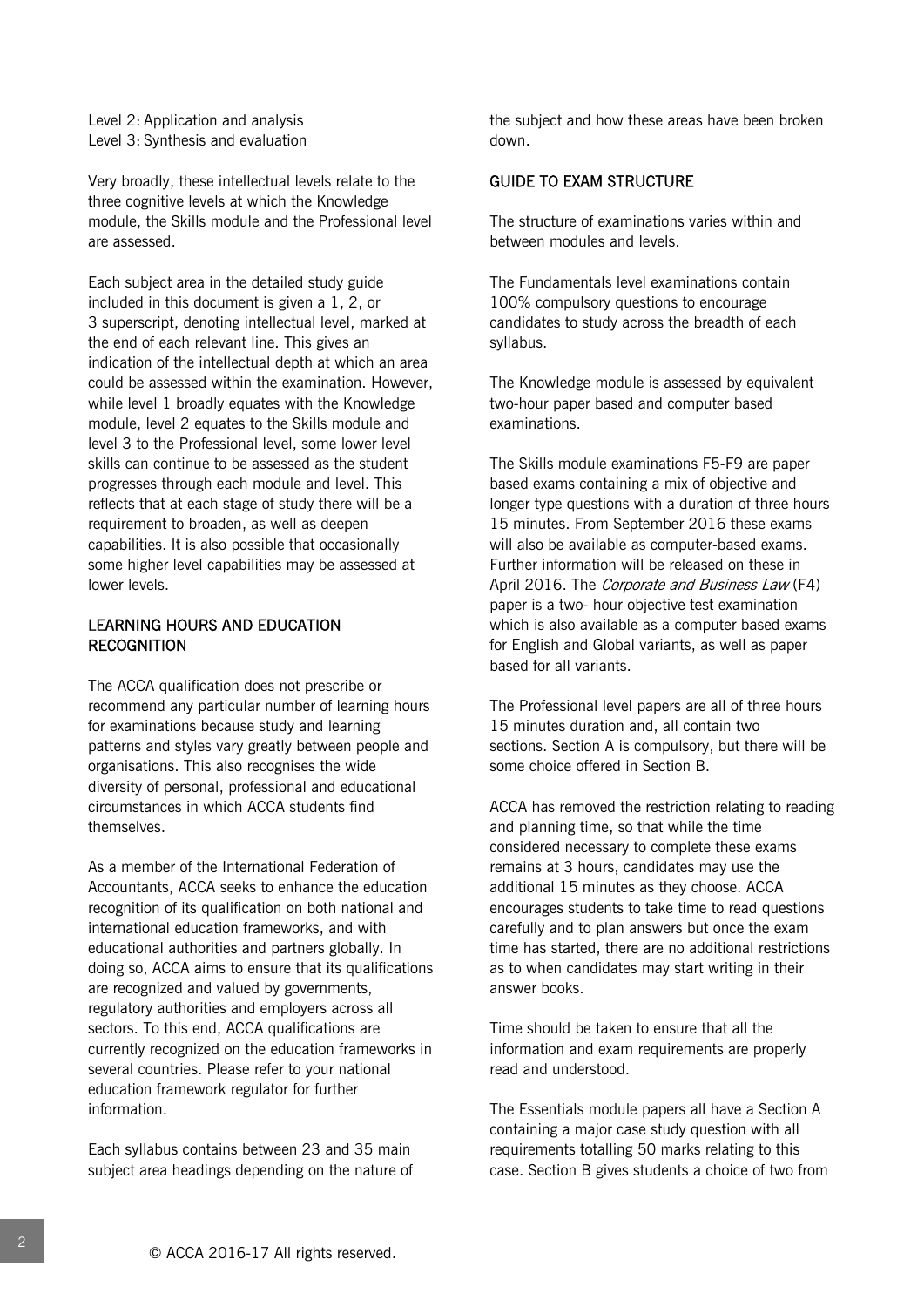Level 2: Application and analysis
Level 3: Synthesis and evaluation

Very broadly, these intellectual levels relate to the three cognitive levels at which the Knowledge module, the Skills module and the Professional level are assessed.

Each subject area in the detailed study guide included in this document is given a 1, 2, or 3 superscript, denoting intellectual level, marked at the end of each relevant line. This gives an indication of the intellectual depth at which an area could be assessed within the examination. However, while level 1 broadly equates with the Knowledge module, level 2 equates to the Skills module and level 3 to the Professional level, some lower level skills can continue to be assessed as the student progresses through each module and level. This reflects that at each stage of study there will be a requirement to broaden, as well as deepen capabilities. It is also possible that occasionally some higher level capabilities may be assessed at lower levels.

## LEARNING HOURS AND EDUCATION RECOGNITION

The ACCA qualification does not prescribe or recommend any particular number of learning hours for examinations because study and learning patterns and styles vary greatly between people and organisations. This also recognises the wide diversity of personal, professional and educational circumstances in which ACCA students find themselves.

As a member of the International Federation of Accountants, ACCA seeks to enhance the education recognition of its qualification on both national and international education frameworks, and with educational authorities and partners globally. In doing so, ACCA aims to ensure that its qualifications are recognized and valued by governments, regulatory authorities and employers across all sectors. To this end, ACCA qualifications are currently recognized on the education frameworks in several countries. Please refer to your national education framework regulator for further information.

Each syllabus contains between 23 and 35 main subject area headings depending on the nature of the subject and how these areas have been broken down.

## GUIDE TO EXAM STRUCTURE

The structure of examinations varies within and between modules and levels.

The Fundamentals level examinations contain 100% compulsory questions to encourage candidates to study across the breadth of each syllabus.

The Knowledge module is assessed by equivalent two-hour paper based and computer based examinations.

The Skills module examinations F5-F9 are paper based exams containing a mix of objective and longer type questions with a duration of three hours 15 minutes. From September 2016 these exams will also be available as computer-based exams. Further information will be released on these in April 2016. The *Corporate and Business Law* (F4) paper is a two- hour objective test examination which is also available as a computer based exams for English and Global variants, as well as paper based for all variants.

The Professional level papers are all of three hours 15 minutes duration and, all contain two sections. Section A is compulsory, but there will be some choice offered in Section B.

ACCA has removed the restriction relating to reading and planning time, so that while the time considered necessary to complete these exams remains at 3 hours, candidates may use the additional 15 minutes as they choose. ACCA encourages students to take time to read questions carefully and to plan answers but once the exam time has started, there are no additional restrictions as to when candidates may start writing in their answer books.

Time should be taken to ensure that all the information and exam requirements are properly read and understood.

The Essentials module papers all have a Section A containing a major case study question with all requirements totalling 50 marks relating to this case. Section B gives students a choice of two from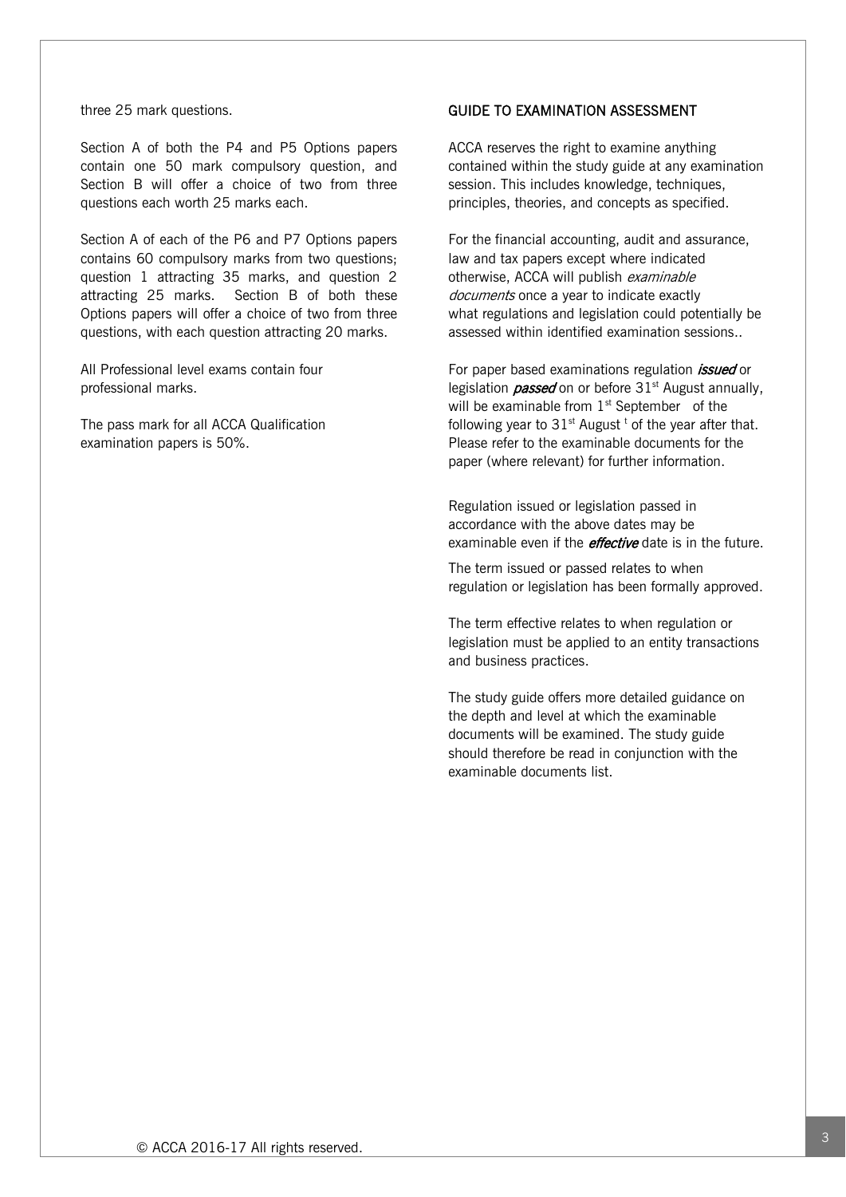three 25 mark questions.

Section A of both the P4 and P5 Options papers contain one 50 mark compulsory question, and Section B will offer a choice of two from three questions each worth 25 marks each.

Section A of each of the P6 and P7 Options papers contains 60 compulsory marks from two questions; question 1 attracting 35 marks, and question 2 attracting 25 marks. Section B of both these Options papers will offer a choice of two from three questions, with each question attracting 20 marks.

All Professional level exams contain four professional marks.

The pass mark for all ACCA Qualification examination papers is 50%.

## GUIDE TO EXAMINATION ASSESSMENT

ACCA reserves the right to examine anything contained within the study guide at any examination session. This includes knowledge, techniques, principles, theories, and concepts as specified.

For the financial accounting, audit and assurance, law and tax papers except where indicated otherwise, ACCA will publish *examinable documents* once a year to indicate exactly what regulations and legislation could potentially be assessed within identified examination sessions..

For paper based examinations regulation ***issued*** or legislation ***passed*** on or before 31st August annually, will be examinable from 1st September of the following year to 31st August t of the year after that. Please refer to the examinable documents for the paper (where relevant) for further information.

Regulation issued or legislation passed in accordance with the above dates may be examinable even if the ***effective*** date is in the future.

The term issued or passed relates to when regulation or legislation has been formally approved.

The term effective relates to when regulation or legislation must be applied to an entity transactions and business practices.

The study guide offers more detailed guidance on the depth and level at which the examinable documents will be examined. The study guide should therefore be read in conjunction with the examinable documents list.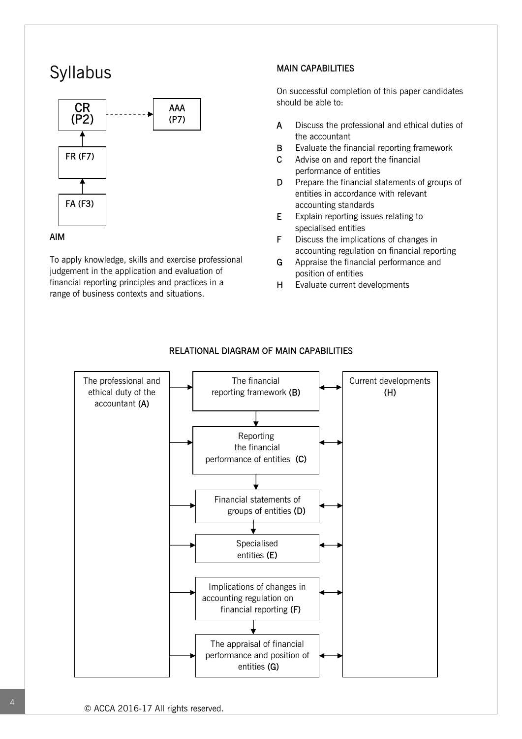# Syllabus

CR (P2) - - - -> AAA (P7)

FR (F7) → CR (P2)

FA (F3) → FR (F7)

## AIM

To apply knowledge, skills and exercise professional judgement in the application and evaluation of financial reporting principles and practices in a range of business contexts and situations.

## MAIN CAPABILITIES

On successful completion of this paper candidates should be able to:

- **A** Discuss the professional and ethical duties of the accountant
- **B** Evaluate the financial reporting framework
- **C** Advise on and report the financial performance of entities
- **D** Prepare the financial statements of groups of entities in accordance with relevant accounting standards
- **E** Explain reporting issues relating to specialised entities
- **F** Discuss the implications of changes in accounting regulation on financial reporting
- **G** Appraise the financial performance and position of entities
- **H** Evaluate current developments

## RELATIONAL DIAGRAM OF MAIN CAPABILITIES

- The professional and ethical duty of the accountant **(A)** → each of B, C, D, E, F, G
- The financial reporting framework **(B)** → Reporting the financial performance of entities **(C)**
- Reporting the financial performance of entities **(C)** → Financial statements of groups of entities **(D)**
- Financial statements of groups of entities **(D)** → Specialised entities **(E)**
- Implications of changes in accounting regulation on financial reporting **(F)** → The appraisal of financial performance and position of entities **(G)**
- Current developments **(H)** ↔ each of B, C, D, E, F, G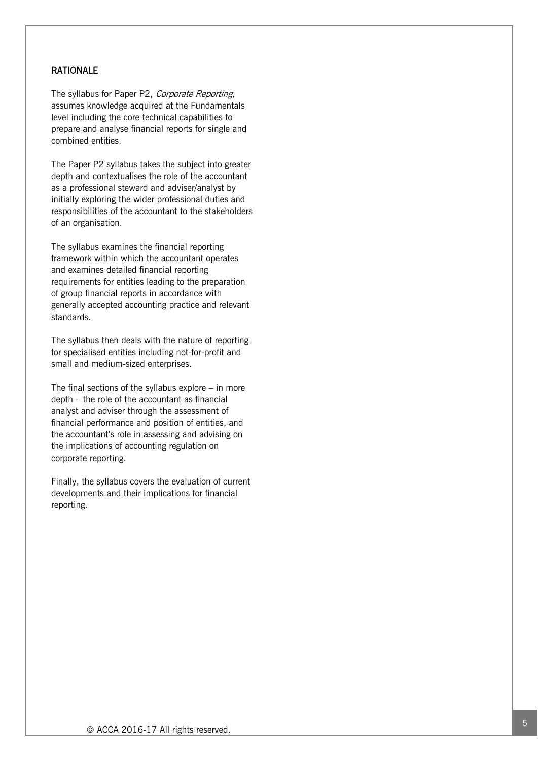## RATIONALE

The syllabus for Paper P2, *Corporate Reporting*, assumes knowledge acquired at the Fundamentals level including the core technical capabilities to prepare and analyse financial reports for single and combined entities.

The Paper P2 syllabus takes the subject into greater depth and contextualises the role of the accountant as a professional steward and adviser/analyst by initially exploring the wider professional duties and responsibilities of the accountant to the stakeholders of an organisation.

The syllabus examines the financial reporting framework within which the accountant operates and examines detailed financial reporting requirements for entities leading to the preparation of group financial reports in accordance with generally accepted accounting practice and relevant standards.

The syllabus then deals with the nature of reporting for specialised entities including not-for-profit and small and medium-sized enterprises.

The final sections of the syllabus explore – in more depth – the role of the accountant as financial analyst and adviser through the assessment of financial performance and position of entities, and the accountant's role in assessing and advising on the implications of accounting regulation on corporate reporting.

Finally, the syllabus covers the evaluation of current developments and their implications for financial reporting.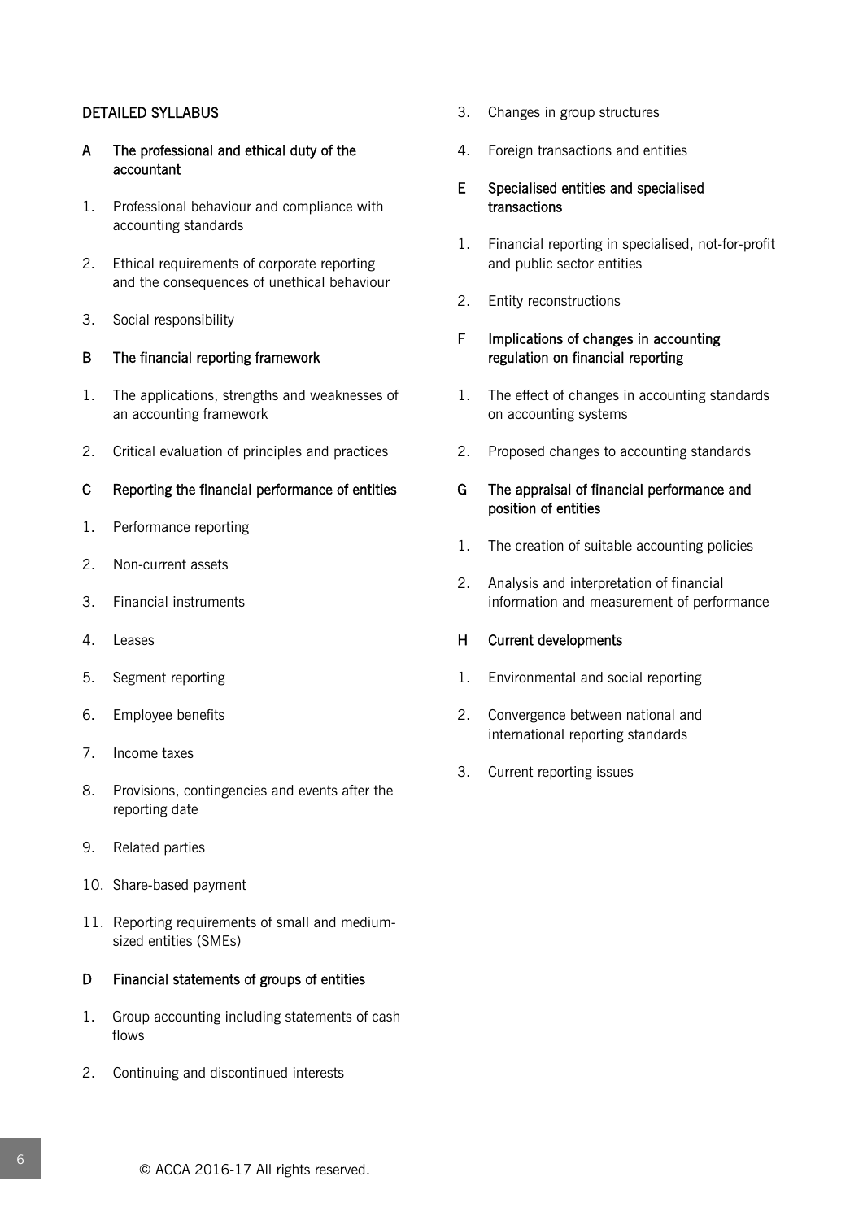## DETAILED SYLLABUS

### A The professional and ethical duty of the accountant

1. Professional behaviour and compliance with accounting standards
2. Ethical requirements of corporate reporting and the consequences of unethical behaviour
3. Social responsibility

### B The financial reporting framework

1. The applications, strengths and weaknesses of an accounting framework
2. Critical evaluation of principles and practices

### C Reporting the financial performance of entities

1. Performance reporting
2. Non-current assets
3. Financial instruments
4. Leases
5. Segment reporting
6. Employee benefits
7. Income taxes
8. Provisions, contingencies and events after the reporting date
9. Related parties
10. Share-based payment
11. Reporting requirements of small and medium-sized entities (SMEs)

### D Financial statements of groups of entities

1. Group accounting including statements of cash flows
2. Continuing and discontinued interests
3. Changes in group structures
4. Foreign transactions and entities

### E Specialised entities and specialised transactions

1. Financial reporting in specialised, not-for-profit and public sector entities
2. Entity reconstructions

### F Implications of changes in accounting regulation on financial reporting

1. The effect of changes in accounting standards on accounting systems
2. Proposed changes to accounting standards

### G The appraisal of financial performance and position of entities

1. The creation of suitable accounting policies
2. Analysis and interpretation of financial information and measurement of performance

### H Current developments

1. Environmental and social reporting
2. Convergence between national and international reporting standards
3. Current reporting issues

© ACCA 2016-17 All rights reserved.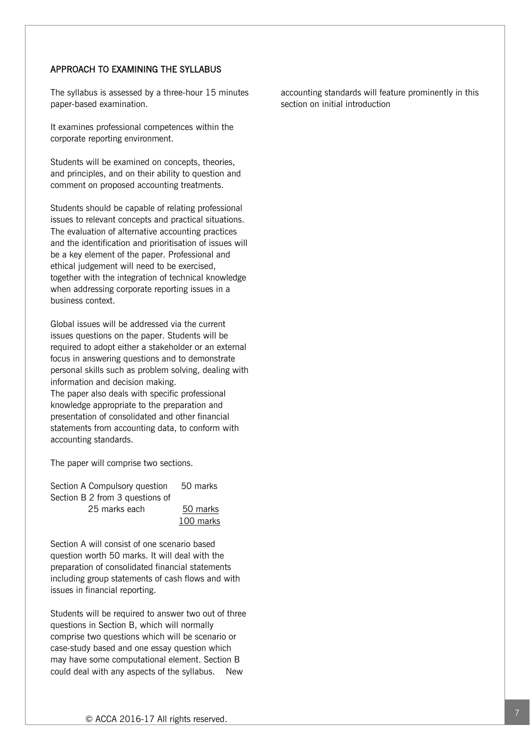## APPROACH TO EXAMINING THE SYLLABUS

The syllabus is assessed by a three-hour 15 minutes paper-based examination.

It examines professional competences within the corporate reporting environment.

Students will be examined on concepts, theories, and principles, and on their ability to question and comment on proposed accounting treatments.

Students should be capable of relating professional issues to relevant concepts and practical situations. The evaluation of alternative accounting practices and the identification and prioritisation of issues will be a key element of the paper. Professional and ethical judgement will need to be exercised, together with the integration of technical knowledge when addressing corporate reporting issues in a business context.

Global issues will be addressed via the current issues questions on the paper. Students will be required to adopt either a stakeholder or an external focus in answering questions and to demonstrate personal skills such as problem solving, dealing with information and decision making.
The paper also deals with specific professional knowledge appropriate to the preparation and presentation of consolidated and other financial statements from accounting data, to conform with accounting standards.

The paper will comprise two sections.

| | |
|---|---|
| Section A Compulsory question | 50 marks |
| Section B 2 from 3 questions of 25 marks each | 50 marks |
| | 100 marks |

Section A will consist of one scenario based question worth 50 marks. It will deal with the preparation of consolidated financial statements including group statements of cash flows and with issues in financial reporting.

Students will be required to answer two out of three questions in Section B, which will normally comprise two questions which will be scenario or case-study based and one essay question which may have some computational element. Section B could deal with any aspects of the syllabus. New accounting standards will feature prominently in this section on initial introduction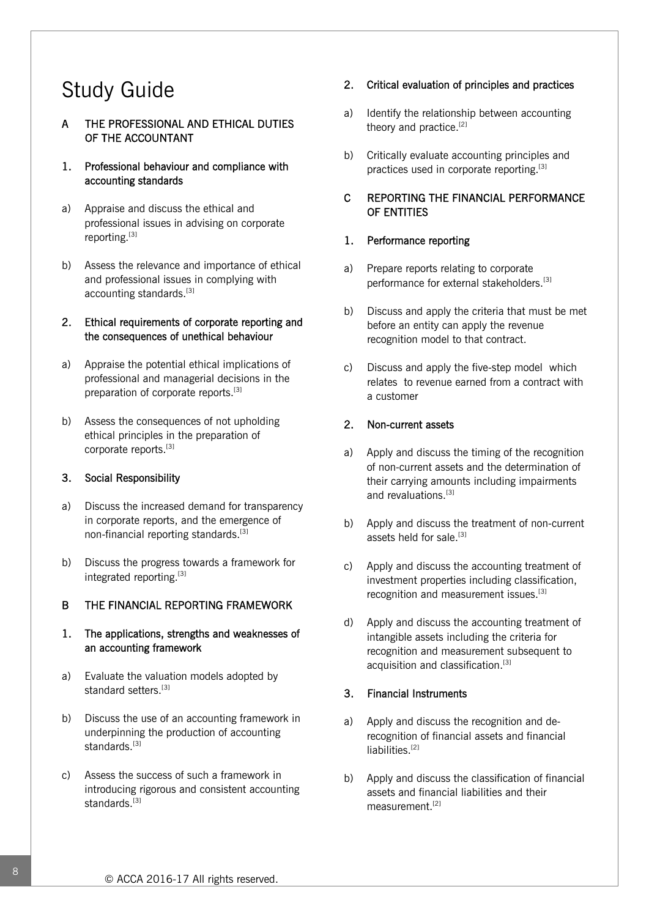# Study Guide

## A THE PROFESSIONAL AND ETHICAL DUTIES OF THE ACCOUNTANT

### 1. Professional behaviour and compliance with accounting standards

a) Appraise and discuss the ethical and professional issues in advising on corporate reporting.[3]

b) Assess the relevance and importance of ethical and professional issues in complying with accounting standards.[3]

### 2. Ethical requirements of corporate reporting and the consequences of unethical behaviour

a) Appraise the potential ethical implications of professional and managerial decisions in the preparation of corporate reports.[3]

b) Assess the consequences of not upholding ethical principles in the preparation of corporate reports.[3]

### 3. Social Responsibility

a) Discuss the increased demand for transparency in corporate reports, and the emergence of non-financial reporting standards.[3]

b) Discuss the progress towards a framework for integrated reporting.[3]

## B THE FINANCIAL REPORTING FRAMEWORK

### 1. The applications, strengths and weaknesses of an accounting framework

a) Evaluate the valuation models adopted by standard setters.[3]

b) Discuss the use of an accounting framework in underpinning the production of accounting standards.[3]

c) Assess the success of such a framework in introducing rigorous and consistent accounting standards.[3]

### 2. Critical evaluation of principles and practices

a) Identify the relationship between accounting theory and practice.[2]

b) Critically evaluate accounting principles and practices used in corporate reporting.[3]

## C REPORTING THE FINANCIAL PERFORMANCE OF ENTITIES

### 1. Performance reporting

a) Prepare reports relating to corporate performance for external stakeholders.[3]

b) Discuss and apply the criteria that must be met before an entity can apply the revenue recognition model to that contract.

c) Discuss and apply the five-step model which relates to revenue earned from a contract with a customer

### 2. Non-current assets

a) Apply and discuss the timing of the recognition of non-current assets and the determination of their carrying amounts including impairments and revaluations.[3]

b) Apply and discuss the treatment of non-current assets held for sale.[3]

c) Apply and discuss the accounting treatment of investment properties including classification, recognition and measurement issues.[3]

d) Apply and discuss the accounting treatment of intangible assets including the criteria for recognition and measurement subsequent to acquisition and classification.[3]

### 3. Financial Instruments

a) Apply and discuss the recognition and de-recognition of financial assets and financial liabilities.[2]

b) Apply and discuss the classification of financial assets and financial liabilities and their measurement.[2]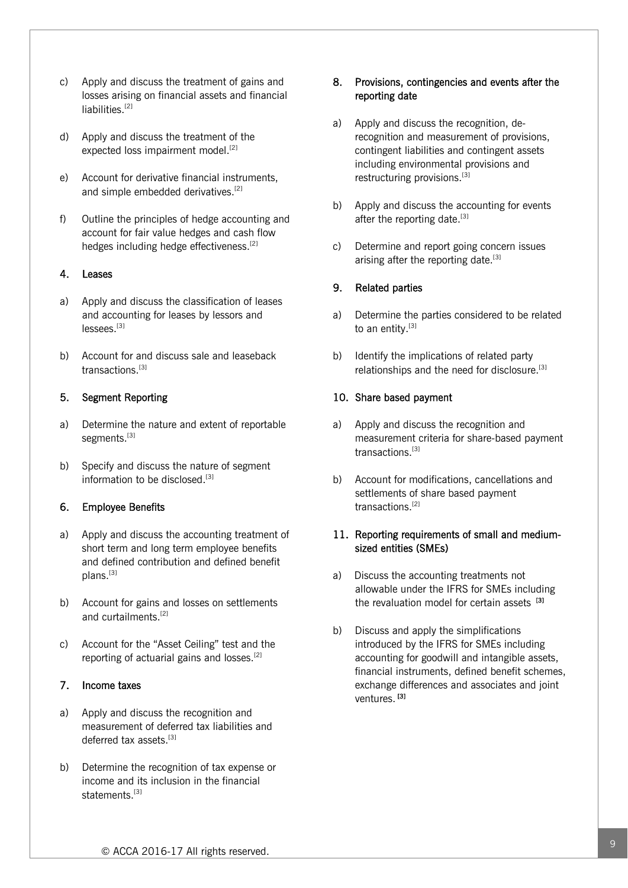c) Apply and discuss the treatment of gains and losses arising on financial assets and financial liabilities.[2]

d) Apply and discuss the treatment of the expected loss impairment model.[2]

e) Account for derivative financial instruments, and simple embedded derivatives.[2]

f) Outline the principles of hedge accounting and account for fair value hedges and cash flow hedges including hedge effectiveness.[2]

### 4. Leases

a) Apply and discuss the classification of leases and accounting for leases by lessors and lessees.[3]

b) Account for and discuss sale and leaseback transactions.[3]

### 5. Segment Reporting

a) Determine the nature and extent of reportable segments.[3]

b) Specify and discuss the nature of segment information to be disclosed.[3]

### 6. Employee Benefits

a) Apply and discuss the accounting treatment of short term and long term employee benefits and defined contribution and defined benefit plans.[3]

b) Account for gains and losses on settlements and curtailments.[2]

c) Account for the "Asset Ceiling" test and the reporting of actuarial gains and losses.[2]

### 7. Income taxes

a) Apply and discuss the recognition and measurement of deferred tax liabilities and deferred tax assets.[3]

b) Determine the recognition of tax expense or income and its inclusion in the financial statements.[3]

### 8. Provisions, contingencies and events after the reporting date

a) Apply and discuss the recognition, de-recognition and measurement of provisions, contingent liabilities and contingent assets including environmental provisions and restructuring provisions.[3]

b) Apply and discuss the accounting for events after the reporting date.[3]

c) Determine and report going concern issues arising after the reporting date.[3]

### 9. Related parties

a) Determine the parties considered to be related to an entity.[3]

b) Identify the implications of related party relationships and the need for disclosure.[3]

### 10. Share based payment

a) Apply and discuss the recognition and measurement criteria for share-based payment transactions.[3]

b) Account for modifications, cancellations and settlements of share based payment transactions.[2]

### 11. Reporting requirements of small and medium-sized entities (SMEs)

a) Discuss the accounting treatments not allowable under the IFRS for SMEs including the revaluation model for certain assets [3]

b) Discuss and apply the simplifications introduced by the IFRS for SMEs including accounting for goodwill and intangible assets, financial instruments, defined benefit schemes, exchange differences and associates and joint ventures. [3]

© ACCA 2016-17 All rights reserved.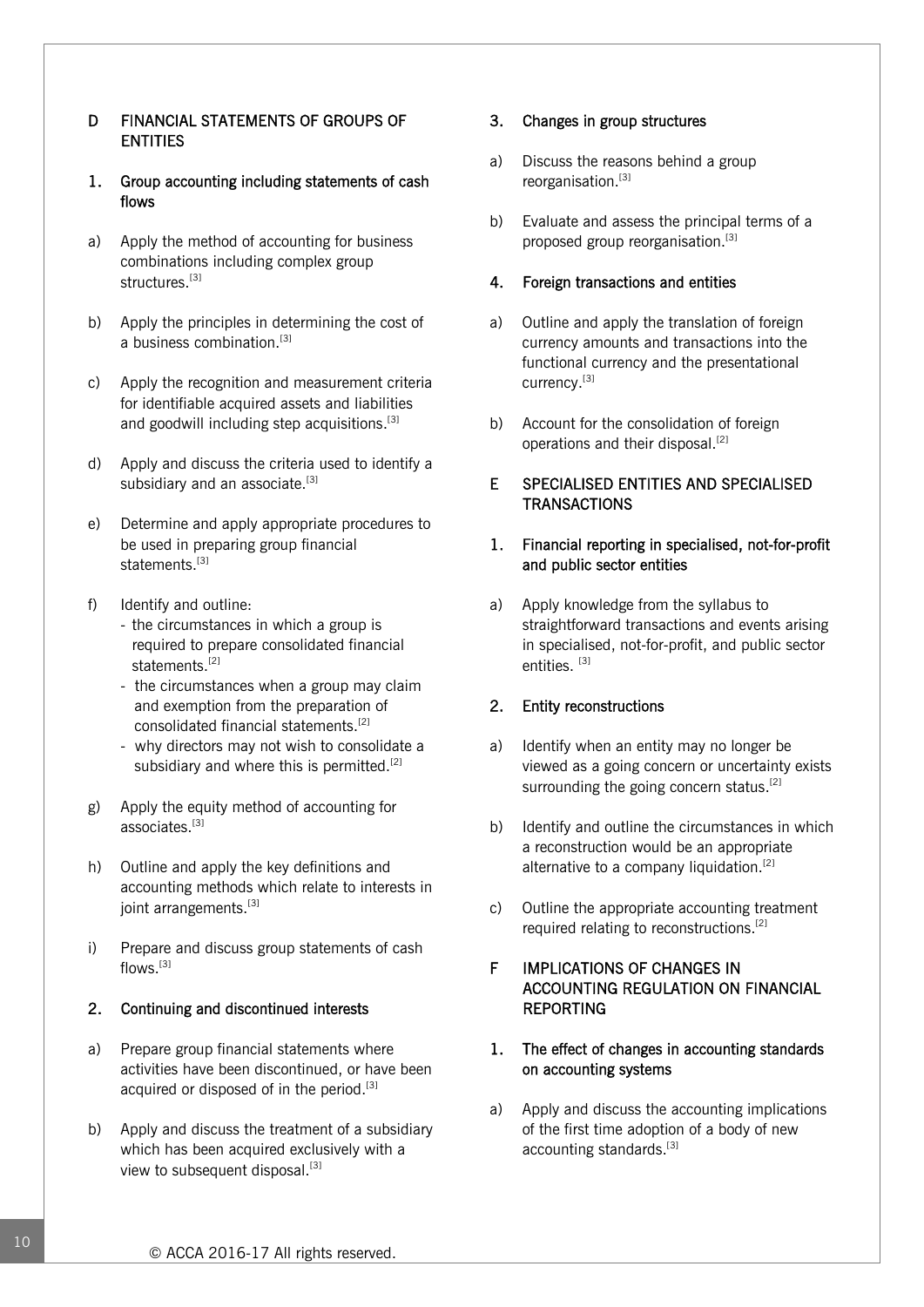## D FINANCIAL STATEMENTS OF GROUPS OF ENTITIES

### 1. Group accounting including statements of cash flows

a) Apply the method of accounting for business combinations including complex group structures.[3]

b) Apply the principles in determining the cost of a business combination.[3]

c) Apply the recognition and measurement criteria for identifiable acquired assets and liabilities and goodwill including step acquisitions.[3]

d) Apply and discuss the criteria used to identify a subsidiary and an associate.[3]

e) Determine and apply appropriate procedures to be used in preparing group financial statements.[3]

f) Identify and outline:
- the circumstances in which a group is required to prepare consolidated financial statements.[2]
- the circumstances when a group may claim and exemption from the preparation of consolidated financial statements.[2]
- why directors may not wish to consolidate a subsidiary and where this is permitted.[2]

g) Apply the equity method of accounting for associates.[3]

h) Outline and apply the key definitions and accounting methods which relate to interests in joint arrangements.[3]

i) Prepare and discuss group statements of cash flows.[3]

### 2. Continuing and discontinued interests

a) Prepare group financial statements where activities have been discontinued, or have been acquired or disposed of in the period.[3]

b) Apply and discuss the treatment of a subsidiary which has been acquired exclusively with a view to subsequent disposal.[3]

### 3. Changes in group structures

a) Discuss the reasons behind a group reorganisation.[3]

b) Evaluate and assess the principal terms of a proposed group reorganisation.[3]

### 4. Foreign transactions and entities

a) Outline and apply the translation of foreign currency amounts and transactions into the functional currency and the presentational currency.[3]

b) Account for the consolidation of foreign operations and their disposal.[2]

## E SPECIALISED ENTITIES AND SPECIALISED TRANSACTIONS

### 1. Financial reporting in specialised, not-for-profit and public sector entities

a) Apply knowledge from the syllabus to straightforward transactions and events arising in specialised, not-for-profit, and public sector entities. [3]

### 2. Entity reconstructions

a) Identify when an entity may no longer be viewed as a going concern or uncertainty exists surrounding the going concern status.[2]

b) Identify and outline the circumstances in which a reconstruction would be an appropriate alternative to a company liquidation.[2]

c) Outline the appropriate accounting treatment required relating to reconstructions.[2]

## F IMPLICATIONS OF CHANGES IN ACCOUNTING REGULATION ON FINANCIAL REPORTING

### 1. The effect of changes in accounting standards on accounting systems

a) Apply and discuss the accounting implications of the first time adoption of a body of new accounting standards.[3]

© ACCA 2016-17 All rights reserved.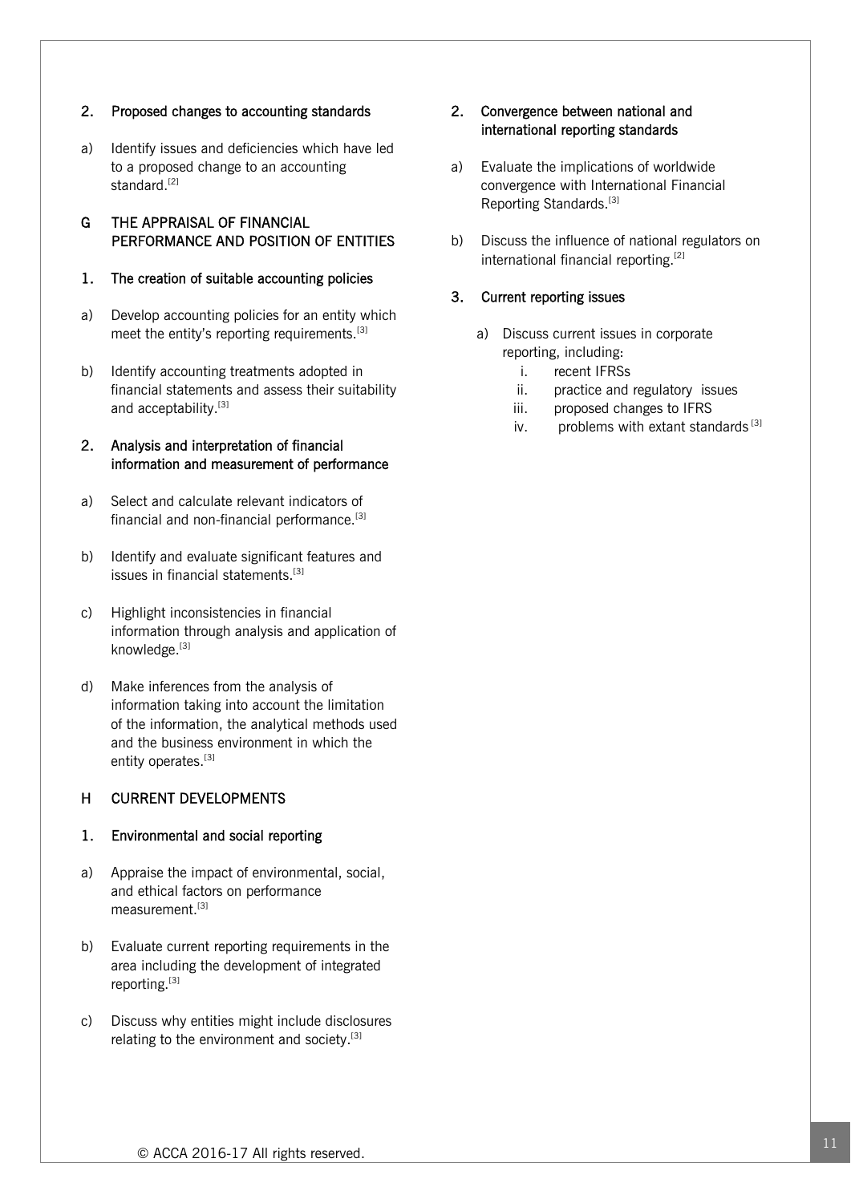2. **Proposed changes to accounting standards**

a) Identify issues and deficiencies which have led to a proposed change to an accounting standard.[2]

## G THE APPRAISAL OF FINANCIAL PERFORMANCE AND POSITION OF ENTITIES

1. **The creation of suitable accounting policies**

a) Develop accounting policies for an entity which meet the entity's reporting requirements.[3]

b) Identify accounting treatments adopted in financial statements and assess their suitability and acceptability.[3]

2. **Analysis and interpretation of financial information and measurement of performance**

a) Select and calculate relevant indicators of financial and non-financial performance.[3]

b) Identify and evaluate significant features and issues in financial statements.[3]

c) Highlight inconsistencies in financial information through analysis and application of knowledge.[3]

d) Make inferences from the analysis of information taking into account the limitation of the information, the analytical methods used and the business environment in which the entity operates.[3]

## H CURRENT DEVELOPMENTS

1. **Environmental and social reporting**

a) Appraise the impact of environmental, social, and ethical factors on performance measurement.[3]

b) Evaluate current reporting requirements in the area including the development of integrated reporting.[3]

c) Discuss why entities might include disclosures relating to the environment and society.[3]

2. **Convergence between national and international reporting standards**

a) Evaluate the implications of worldwide convergence with International Financial Reporting Standards.[3]

b) Discuss the influence of national regulators on international financial reporting.[2]

3. **Current reporting issues**

a) Discuss current issues in corporate reporting, including:
   - i. recent IFRSs
   - ii. practice and regulatory issues
   - iii. proposed changes to IFRS
   - iv. problems with extant standards [3]

© ACCA 2016-17 All rights reserved.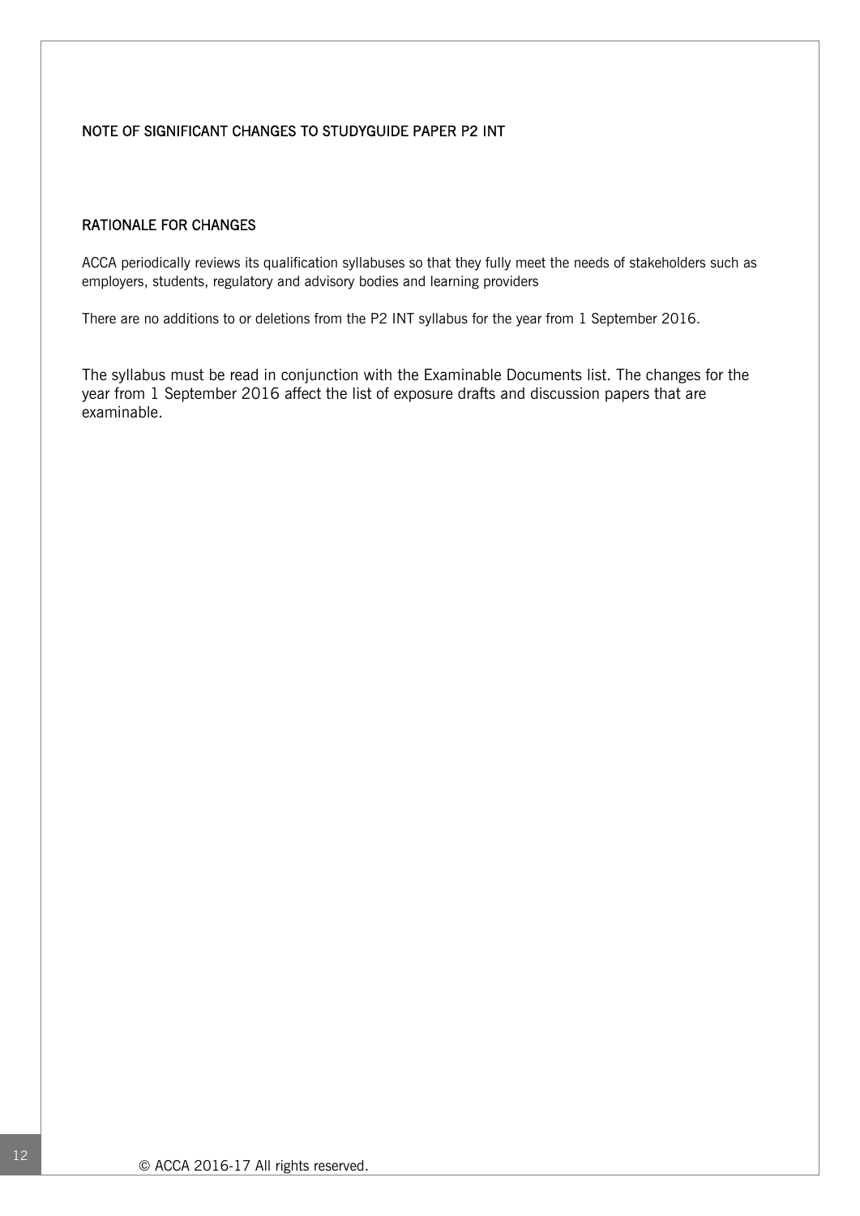## NOTE OF SIGNIFICANT CHANGES TO STUDYGUIDE PAPER P2 INT

### RATIONALE FOR CHANGES

ACCA periodically reviews its qualification syllabuses so that they fully meet the needs of stakeholders such as employers, students, regulatory and advisory bodies and learning providers

There are no additions to or deletions from the P2 INT syllabus for the year from 1 September 2016.

The syllabus must be read in conjunction with the Examinable Documents list. The changes for the year from 1 September 2016 affect the list of exposure drafts and discussion papers that are examinable.

© ACCA 2016-17 All rights reserved.